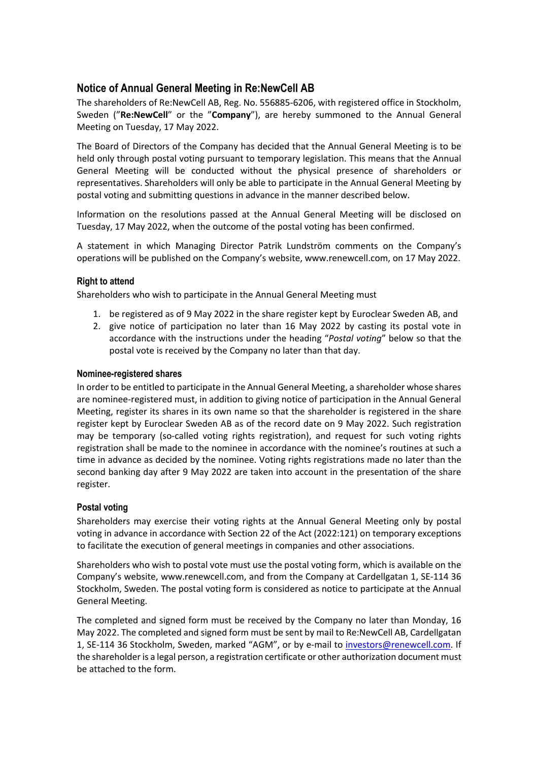# Notice of Annual General Meeting in Re:NewCell AB

The shareholders of Re:NewCell AB, Reg. No. 556885-6206, with registered office in Stockholm, Sweden ("**Re:NewCell**" or the "**Company**"), are hereby summoned to the Annual General Meeting on Tuesday, 17 May 2022.

The Board of Directors of the Company has decided that the Annual General Meeting is to be held only through postal voting pursuant to temporary legislation. This means that the Annual General Meeting will be conducted without the physical presence of shareholders or representatives. Shareholders will only be able to participate in the Annual General Meeting by postal voting and submitting questions in advance in the manner described below.

Information on the resolutions passed at the Annual General Meeting will be disclosed on Tuesday, 17 May 2022, when the outcome of the postal voting has been confirmed.

A statement in which Managing Director Patrik Lundström comments on the Company's operations will be published on the Company's website, www.renewcell.com, on 17 May 2022.

### Right to attend

Shareholders who wish to participate in the Annual General Meeting must

1. be registered as of 9 May 2022 in the share register kept by Euroclear Sweden AB, and
2. give notice of participation no later than 16 May 2022 by casting its postal vote in accordance with the instructions under the heading "*Postal voting*" below so that the postal vote is received by the Company no later than that day.

### Nominee-registered shares

In order to be entitled to participate in the Annual General Meeting, a shareholder whose shares are nominee-registered must, in addition to giving notice of participation in the Annual General Meeting, register its shares in its own name so that the shareholder is registered in the share register kept by Euroclear Sweden AB as of the record date on 9 May 2022. Such registration may be temporary (so-called voting rights registration), and request for such voting rights registration shall be made to the nominee in accordance with the nominee's routines at such a time in advance as decided by the nominee. Voting rights registrations made no later than the second banking day after 9 May 2022 are taken into account in the presentation of the share register.

### Postal voting

Shareholders may exercise their voting rights at the Annual General Meeting only by postal voting in advance in accordance with Section 22 of the Act (2022:121) on temporary exceptions to facilitate the execution of general meetings in companies and other associations.

Shareholders who wish to postal vote must use the postal voting form, which is available on the Company's website, www.renewcell.com, and from the Company at Cardellgatan 1, SE-114 36 Stockholm, Sweden. The postal voting form is considered as notice to participate at the Annual General Meeting.

The completed and signed form must be received by the Company no later than Monday, 16 May 2022. The completed and signed form must be sent by mail to Re:NewCell AB, Cardellgatan 1, SE-114 36 Stockholm, Sweden, marked "AGM", or by e-mail to investors@renewcell.com. If the shareholder is a legal person, a registration certificate or other authorization document must be attached to the form.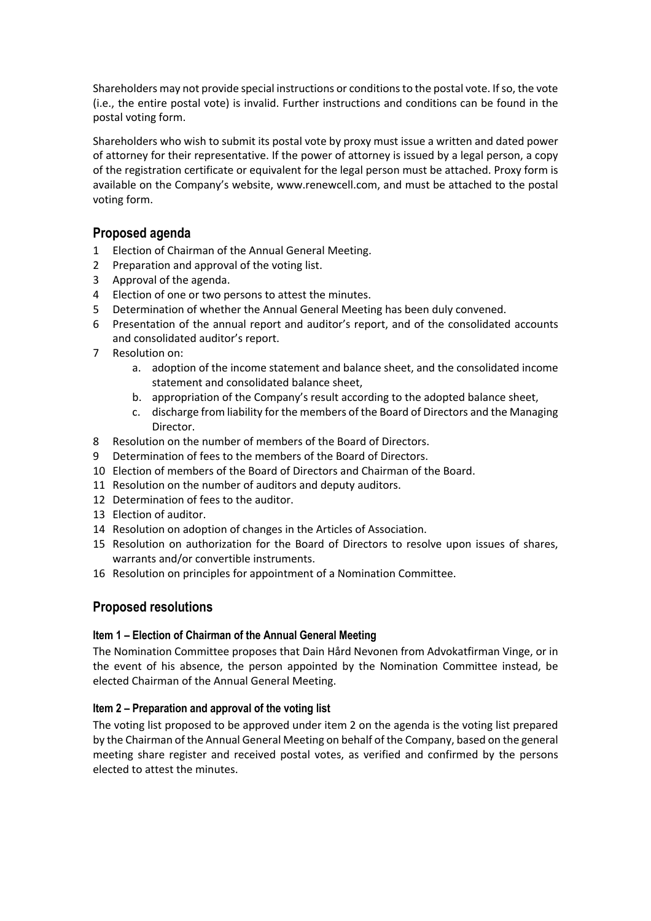Shareholders may not provide special instructions or conditions to the postal vote. If so, the vote (i.e., the entire postal vote) is invalid. Further instructions and conditions can be found in the postal voting form.

Shareholders who wish to submit its postal vote by proxy must issue a written and dated power of attorney for their representative. If the power of attorney is issued by a legal person, a copy of the registration certificate or equivalent for the legal person must be attached. Proxy form is available on the Company's website, www.renewcell.com, and must be attached to the postal voting form.

## Proposed agenda

1 Election of Chairman of the Annual General Meeting.
2 Preparation and approval of the voting list.
3 Approval of the agenda.
4 Election of one or two persons to attest the minutes.
5 Determination of whether the Annual General Meeting has been duly convened.
6 Presentation of the annual report and auditor's report, and of the consolidated accounts and consolidated auditor's report.
7 Resolution on:
   a. adoption of the income statement and balance sheet, and the consolidated income statement and consolidated balance sheet,
   b. appropriation of the Company's result according to the adopted balance sheet,
   c. discharge from liability for the members of the Board of Directors and the Managing Director.
8 Resolution on the number of members of the Board of Directors.
9 Determination of fees to the members of the Board of Directors.
10 Election of members of the Board of Directors and Chairman of the Board.
11 Resolution on the number of auditors and deputy auditors.
12 Determination of fees to the auditor.
13 Election of auditor.
14 Resolution on adoption of changes in the Articles of Association.
15 Resolution on authorization for the Board of Directors to resolve upon issues of shares, warrants and/or convertible instruments.
16 Resolution on principles for appointment of a Nomination Committee.

## Proposed resolutions

### Item 1 – Election of Chairman of the Annual General Meeting

The Nomination Committee proposes that Dain Hård Nevonen from Advokatfirman Vinge, or in the event of his absence, the person appointed by the Nomination Committee instead, be elected Chairman of the Annual General Meeting.

### Item 2 – Preparation and approval of the voting list

The voting list proposed to be approved under item 2 on the agenda is the voting list prepared by the Chairman of the Annual General Meeting on behalf of the Company, based on the general meeting share register and received postal votes, as verified and confirmed by the persons elected to attest the minutes.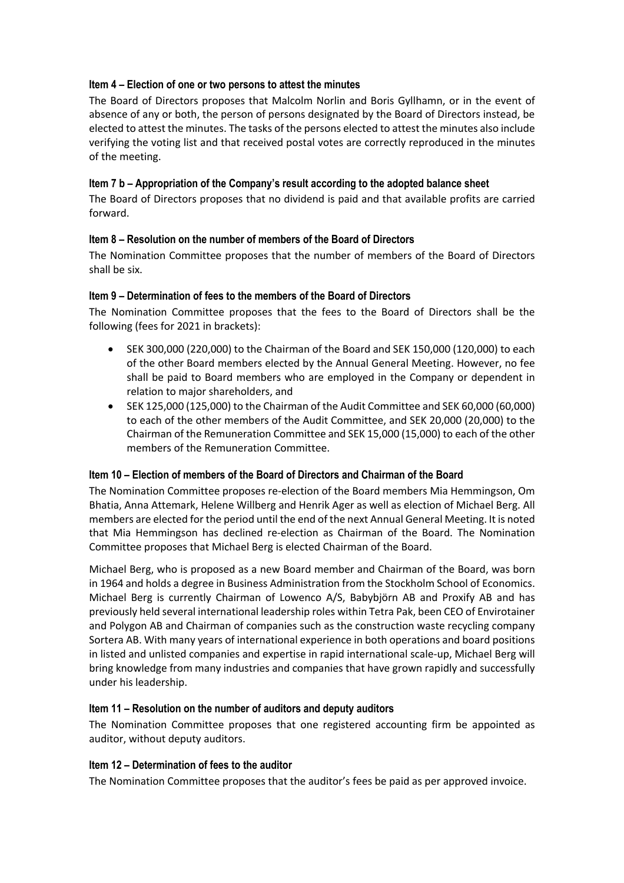**Item 4 – Election of one or two persons to attest the minutes**

The Board of Directors proposes that Malcolm Norlin and Boris Gyllhamn, or in the event of absence of any or both, the person of persons designated by the Board of Directors instead, be elected to attest the minutes. The tasks of the persons elected to attest the minutes also include verifying the voting list and that received postal votes are correctly reproduced in the minutes of the meeting.

**Item 7 b – Appropriation of the Company's result according to the adopted balance sheet**

The Board of Directors proposes that no dividend is paid and that available profits are carried forward.

**Item 8 – Resolution on the number of members of the Board of Directors**

The Nomination Committee proposes that the number of members of the Board of Directors shall be six.

**Item 9 – Determination of fees to the members of the Board of Directors**

The Nomination Committee proposes that the fees to the Board of Directors shall be the following (fees for 2021 in brackets):

- SEK 300,000 (220,000) to the Chairman of the Board and SEK 150,000 (120,000) to each of the other Board members elected by the Annual General Meeting. However, no fee shall be paid to Board members who are employed in the Company or dependent in relation to major shareholders, and
- SEK 125,000 (125,000) to the Chairman of the Audit Committee and SEK 60,000 (60,000) to each of the other members of the Audit Committee, and SEK 20,000 (20,000) to the Chairman of the Remuneration Committee and SEK 15,000 (15,000) to each of the other members of the Remuneration Committee.

**Item 10 – Election of members of the Board of Directors and Chairman of the Board**

The Nomination Committee proposes re-election of the Board members Mia Hemmingson, Om Bhatia, Anna Attemark, Helene Willberg and Henrik Ager as well as election of Michael Berg. All members are elected for the period until the end of the next Annual General Meeting. It is noted that Mia Hemmingson has declined re-election as Chairman of the Board. The Nomination Committee proposes that Michael Berg is elected Chairman of the Board.

Michael Berg, who is proposed as a new Board member and Chairman of the Board, was born in 1964 and holds a degree in Business Administration from the Stockholm School of Economics. Michael Berg is currently Chairman of Lowenco A/S, Babybjörn AB and Proxify AB and has previously held several international leadership roles within Tetra Pak, been CEO of Envirotainer and Polygon AB and Chairman of companies such as the construction waste recycling company Sortera AB. With many years of international experience in both operations and board positions in listed and unlisted companies and expertise in rapid international scale-up, Michael Berg will bring knowledge from many industries and companies that have grown rapidly and successfully under his leadership.

**Item 11 – Resolution on the number of auditors and deputy auditors**

The Nomination Committee proposes that one registered accounting firm be appointed as auditor, without deputy auditors.

**Item 12 – Determination of fees to the auditor**

The Nomination Committee proposes that the auditor's fees be paid as per approved invoice.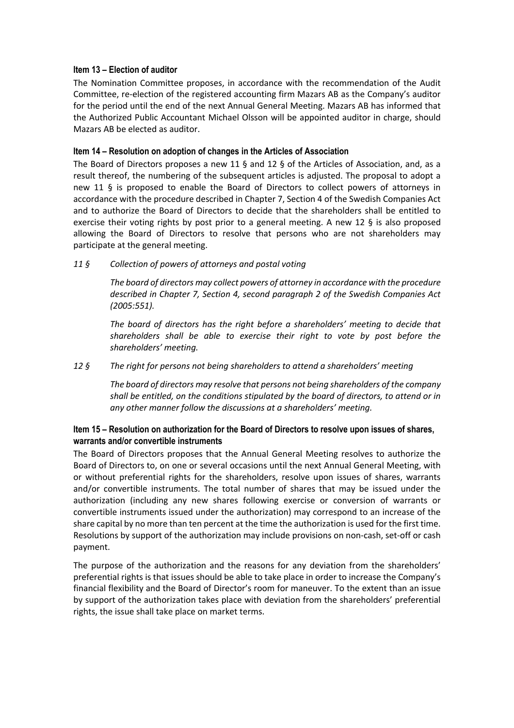### Item 13 – Election of auditor

The Nomination Committee proposes, in accordance with the recommendation of the Audit Committee, re-election of the registered accounting firm Mazars AB as the Company's auditor for the period until the end of the next Annual General Meeting. Mazars AB has informed that the Authorized Public Accountant Michael Olsson will be appointed auditor in charge, should Mazars AB be elected as auditor.

### Item 14 – Resolution on adoption of changes in the Articles of Association

The Board of Directors proposes a new 11 § and 12 § of the Articles of Association, and, as a result thereof, the numbering of the subsequent articles is adjusted. The proposal to adopt a new 11 § is proposed to enable the Board of Directors to collect powers of attorneys in accordance with the procedure described in Chapter 7, Section 4 of the Swedish Companies Act and to authorize the Board of Directors to decide that the shareholders shall be entitled to exercise their voting rights by post prior to a general meeting. A new 12 § is also proposed allowing the Board of Directors to resolve that persons who are not shareholders may participate at the general meeting.

*11 § Collection of powers of attorneys and postal voting*

*The board of directors may collect powers of attorney in accordance with the procedure described in Chapter 7, Section 4, second paragraph 2 of the Swedish Companies Act (2005:551).*

*The board of directors has the right before a shareholders' meeting to decide that shareholders shall be able to exercise their right to vote by post before the shareholders' meeting.*

*12 § The right for persons not being shareholders to attend a shareholders' meeting*

*The board of directors may resolve that persons not being shareholders of the company shall be entitled, on the conditions stipulated by the board of directors, to attend or in any other manner follow the discussions at a shareholders' meeting.*

### Item 15 – Resolution on authorization for the Board of Directors to resolve upon issues of shares, warrants and/or convertible instruments

The Board of Directors proposes that the Annual General Meeting resolves to authorize the Board of Directors to, on one or several occasions until the next Annual General Meeting, with or without preferential rights for the shareholders, resolve upon issues of shares, warrants and/or convertible instruments. The total number of shares that may be issued under the authorization (including any new shares following exercise or conversion of warrants or convertible instruments issued under the authorization) may correspond to an increase of the share capital by no more than ten percent at the time the authorization is used for the first time. Resolutions by support of the authorization may include provisions on non-cash, set-off or cash payment.

The purpose of the authorization and the reasons for any deviation from the shareholders' preferential rights is that issues should be able to take place in order to increase the Company's financial flexibility and the Board of Director's room for maneuver. To the extent than an issue by support of the authorization takes place with deviation from the shareholders' preferential rights, the issue shall take place on market terms.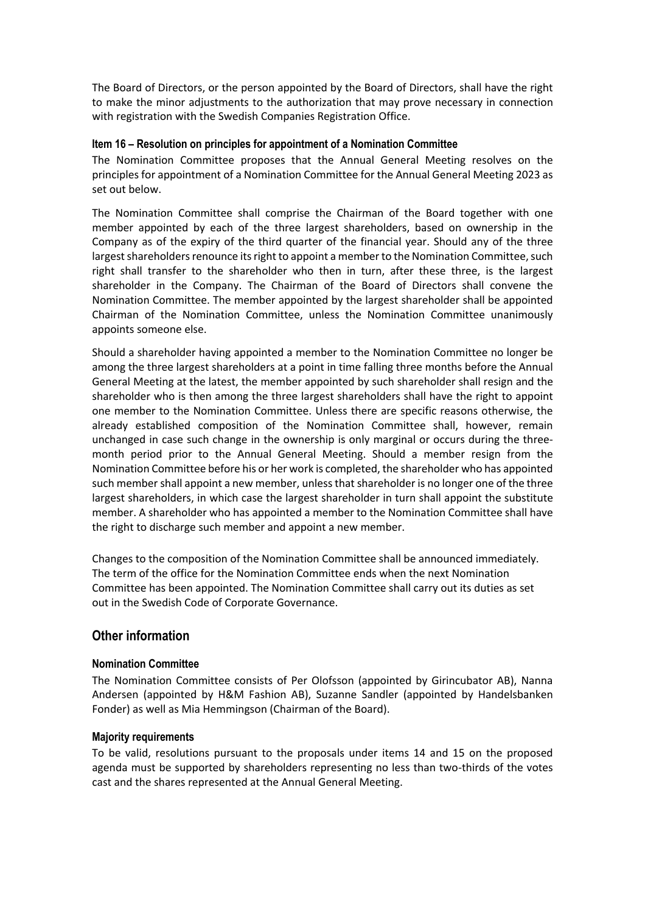The Board of Directors, or the person appointed by the Board of Directors, shall have the right to make the minor adjustments to the authorization that may prove necessary in connection with registration with the Swedish Companies Registration Office.

### Item 16 – Resolution on principles for appointment of a Nomination Committee

The Nomination Committee proposes that the Annual General Meeting resolves on the principles for appointment of a Nomination Committee for the Annual General Meeting 2023 as set out below.

The Nomination Committee shall comprise the Chairman of the Board together with one member appointed by each of the three largest shareholders, based on ownership in the Company as of the expiry of the third quarter of the financial year. Should any of the three largest shareholders renounce its right to appoint a member to the Nomination Committee, such right shall transfer to the shareholder who then in turn, after these three, is the largest shareholder in the Company. The Chairman of the Board of Directors shall convene the Nomination Committee. The member appointed by the largest shareholder shall be appointed Chairman of the Nomination Committee, unless the Nomination Committee unanimously appoints someone else.

Should a shareholder having appointed a member to the Nomination Committee no longer be among the three largest shareholders at a point in time falling three months before the Annual General Meeting at the latest, the member appointed by such shareholder shall resign and the shareholder who is then among the three largest shareholders shall have the right to appoint one member to the Nomination Committee. Unless there are specific reasons otherwise, the already established composition of the Nomination Committee shall, however, remain unchanged in case such change in the ownership is only marginal or occurs during the three-month period prior to the Annual General Meeting. Should a member resign from the Nomination Committee before his or her work is completed, the shareholder who has appointed such member shall appoint a new member, unless that shareholder is no longer one of the three largest shareholders, in which case the largest shareholder in turn shall appoint the substitute member. A shareholder who has appointed a member to the Nomination Committee shall have the right to discharge such member and appoint a new member.

Changes to the composition of the Nomination Committee shall be announced immediately. The term of the office for the Nomination Committee ends when the next Nomination Committee has been appointed. The Nomination Committee shall carry out its duties as set out in the Swedish Code of Corporate Governance.

## Other information

### Nomination Committee

The Nomination Committee consists of Per Olofsson (appointed by Girincubator AB), Nanna Andersen (appointed by H&M Fashion AB), Suzanne Sandler (appointed by Handelsbanken Fonder) as well as Mia Hemmingson (Chairman of the Board).

### Majority requirements

To be valid, resolutions pursuant to the proposals under items 14 and 15 on the proposed agenda must be supported by shareholders representing no less than two-thirds of the votes cast and the shares represented at the Annual General Meeting.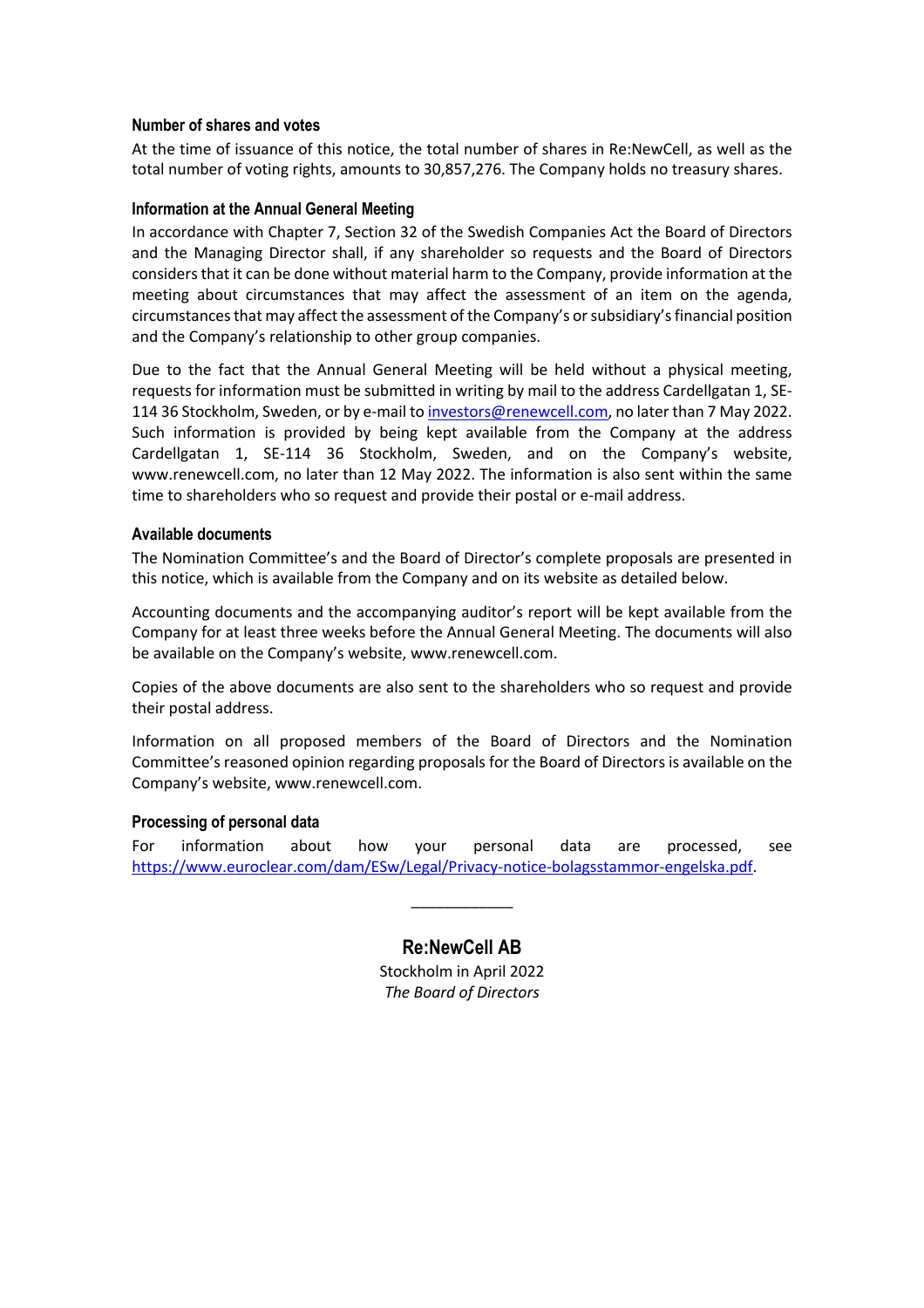### Number of shares and votes

At the time of issuance of this notice, the total number of shares in Re:NewCell, as well as the total number of voting rights, amounts to 30,857,276. The Company holds no treasury shares.

### Information at the Annual General Meeting

In accordance with Chapter 7, Section 32 of the Swedish Companies Act the Board of Directors and the Managing Director shall, if any shareholder so requests and the Board of Directors considers that it can be done without material harm to the Company, provide information at the meeting about circumstances that may affect the assessment of an item on the agenda, circumstances that may affect the assessment of the Company's or subsidiary's financial position and the Company's relationship to other group companies.

Due to the fact that the Annual General Meeting will be held without a physical meeting, requests for information must be submitted in writing by mail to the address Cardellgatan 1, SE-114 36 Stockholm, Sweden, or by e-mail to investors@renewcell.com, no later than 7 May 2022. Such information is provided by being kept available from the Company at the address Cardellgatan 1, SE-114 36 Stockholm, Sweden, and on the Company's website, www.renewcell.com, no later than 12 May 2022. The information is also sent within the same time to shareholders who so request and provide their postal or e-mail address.

### Available documents

The Nomination Committee's and the Board of Director's complete proposals are presented in this notice, which is available from the Company and on its website as detailed below.

Accounting documents and the accompanying auditor's report will be kept available from the Company for at least three weeks before the Annual General Meeting. The documents will also be available on the Company's website, www.renewcell.com.

Copies of the above documents are also sent to the shareholders who so request and provide their postal address.

Information on all proposed members of the Board of Directors and the Nomination Committee's reasoned opinion regarding proposals for the Board of Directors is available on the Company's website, www.renewcell.com.

### Processing of personal data

For information about how your personal data are processed, see https://www.euroclear.com/dam/ESw/Legal/Privacy-notice-bolagsstammor-engelska.pdf.

___________

**Re:NewCell AB**

Stockholm in April 2022

*The Board of Directors*